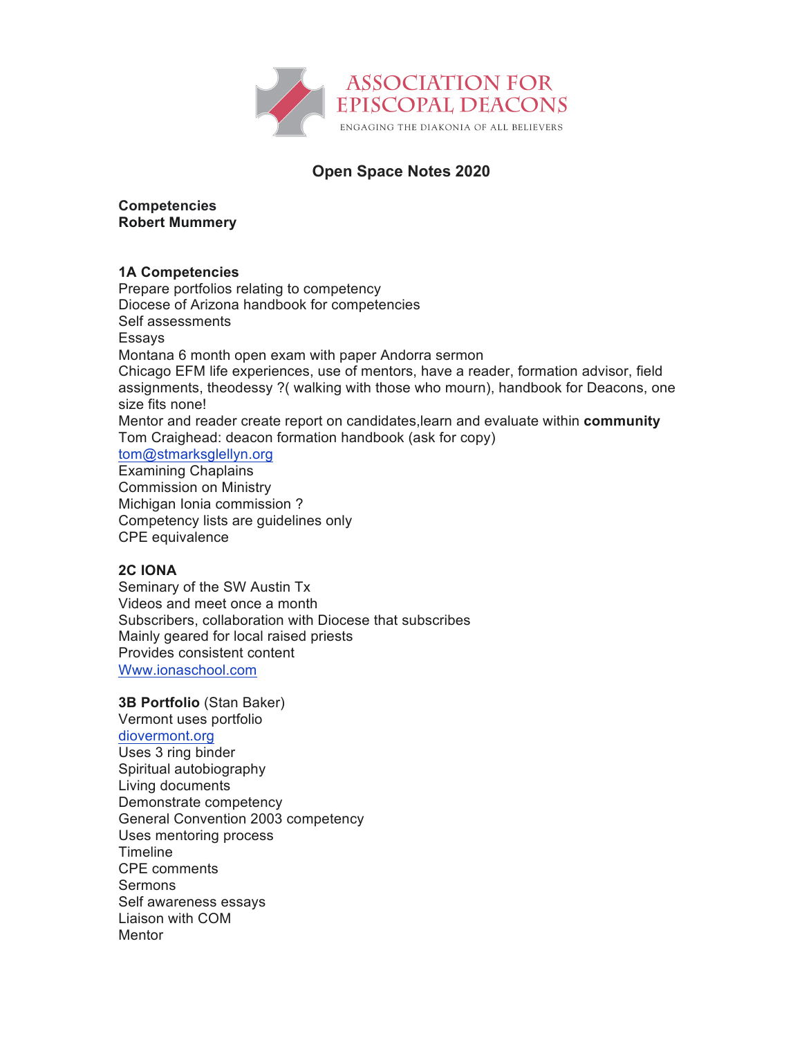ASSOCIATION FOR EPISCOPAL DEACONS

ENGAGING THE DIAKONIA OF ALL BELIEVERS

# Open Space Notes 2020

**Competencies**
**Robert Mummery**

**1A Competencies**
Prepare portfolios relating to competency
Diocese of Arizona handbook for competencies
Self assessments
Essays
Montana 6 month open exam with paper Andorra sermon
Chicago EFM life experiences, use of mentors, have a reader, formation advisor, field assignments, theodessy ?( walking with those who mourn), handbook for Deacons, one size fits none!
Mentor and reader create report on candidates,learn and evaluate within **community**
Tom Craighead: deacon formation handbook (ask for copy)
tom@stmarksglellyn.org
Examining Chaplains
Commission on Ministry
Michigan Ionia commission ?
Competency lists are guidelines only
CPE equivalence

**2C IONA**
Seminary of the SW Austin Tx
Videos and meet once a month
Subscribers, collaboration with Diocese that subscribes
Mainly geared for local raised priests
Provides consistent content
Www.ionaschool.com

**3B Portfolio** (Stan Baker)
Vermont uses portfolio
diovermont.org
Uses 3 ring binder
Spiritual autobiography
Living documents
Demonstrate competency
General Convention 2003 competency
Uses mentoring process
Timeline
CPE comments
Sermons
Self awareness essays
Liaison with COM
Mentor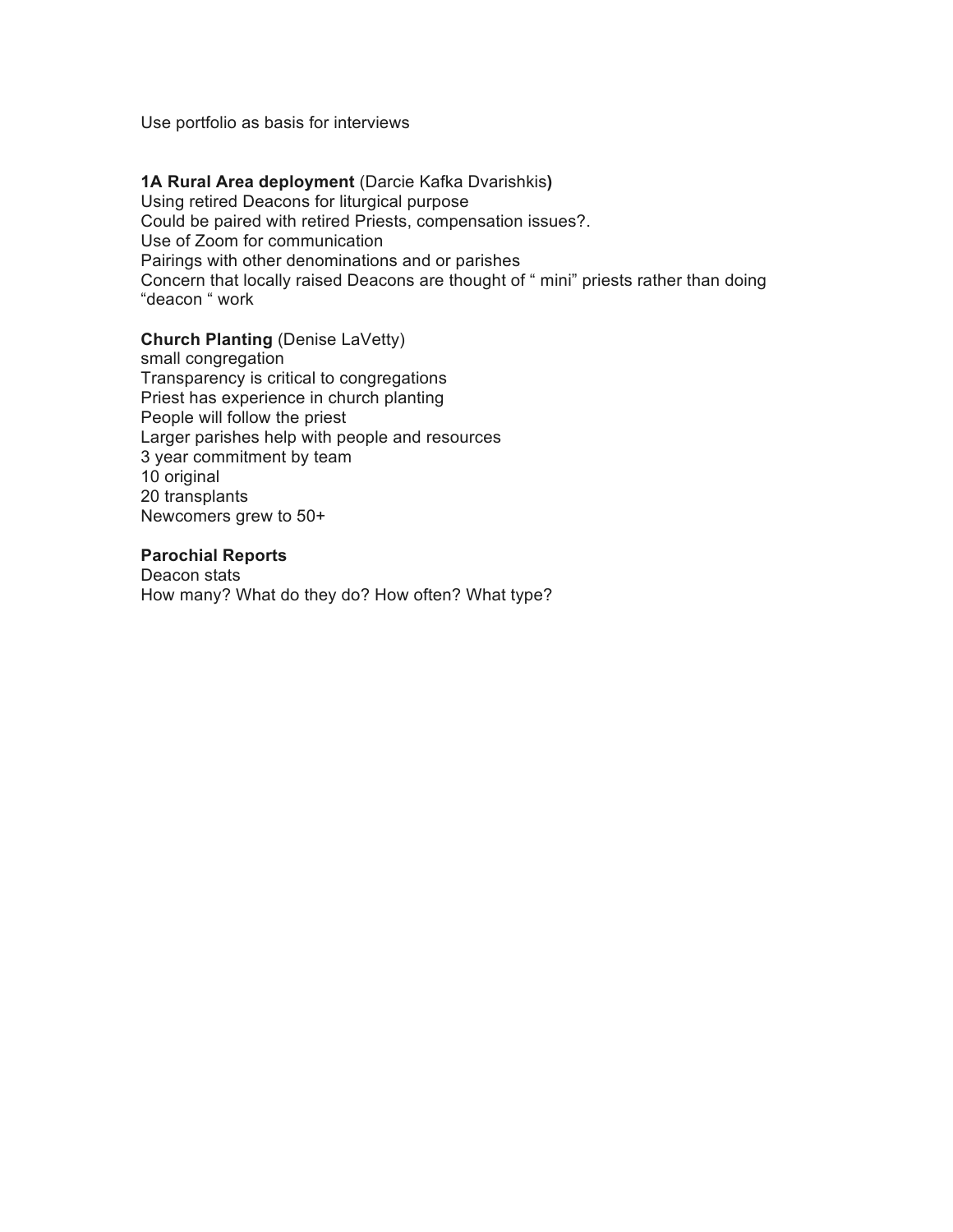Use portfolio as basis for interviews

**1A Rural Area deployment** (Darcie Kafka Dvarishkis**)**
Using retired Deacons for liturgical purpose
Could be paired with retired Priests, compensation issues?.
Use of Zoom for communication
Pairings with other denominations and or parishes
Concern that locally raised Deacons are thought of " mini" priests rather than doing "deacon " work

**Church Planting** (Denise LaVetty)
small congregation
Transparency is critical to congregations
Priest has experience in church planting
People will follow the priest
Larger parishes help with people and resources
3 year commitment by team
10 original
20 transplants
Newcomers grew to 50+

**Parochial Reports**
Deacon stats
How many? What do they do? How often? What type?